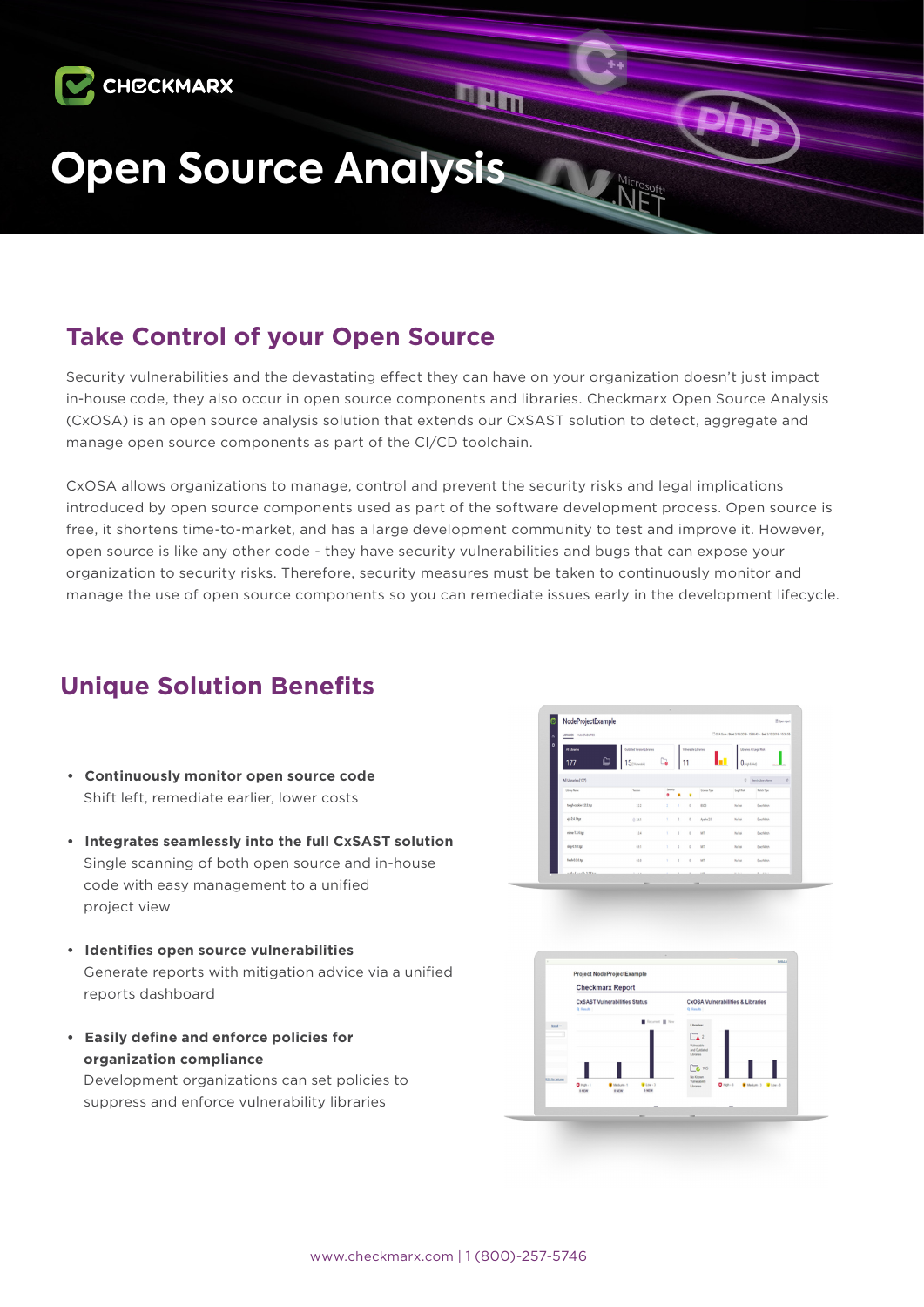CHECKMARX

# Open Source Analysis

## Take Control of your Open Source

Security vulnerabilities and the devastating effect they can have on your organization doesn't just impact in-house code, they also occur in open source components and libraries. Checkmarx Open Source Analysis (CxOSA) is an open source analysis solution that extends our CxSAST solution to detect, aggregate and manage open source components as part of the CI/CD toolchain.

CxOSA allows organizations to manage, control and prevent the security risks and legal implications introduced by open source components used as part of the software development process. Open source is free, it shortens time-to-market, and has a large development community to test and improve it. However, open source is like any other code - they have security vulnerabilities and bugs that can expose your organization to security risks. Therefore, security measures must be taken to continuously monitor and manage the use of open source components so you can remediate issues early in the development lifecycle.

## Unique Solution Benefits

- **Continuously monitor open source code**
  Shift left, remediate earlier, lower costs
- **Integrates seamlessly into the full CxSAST solution**
  Single scanning of both open source and in-house code with easy management to a unified project view
- **Identifies open source vulnerabilities**
  Generate reports with mitigation advice via a unified reports dashboard
- **Easily define and enforce policies for organization compliance**
  Development organizations can set policies to suppress and enforce vulnerability libraries

www.checkmarx.com | 1 (800)-257-5746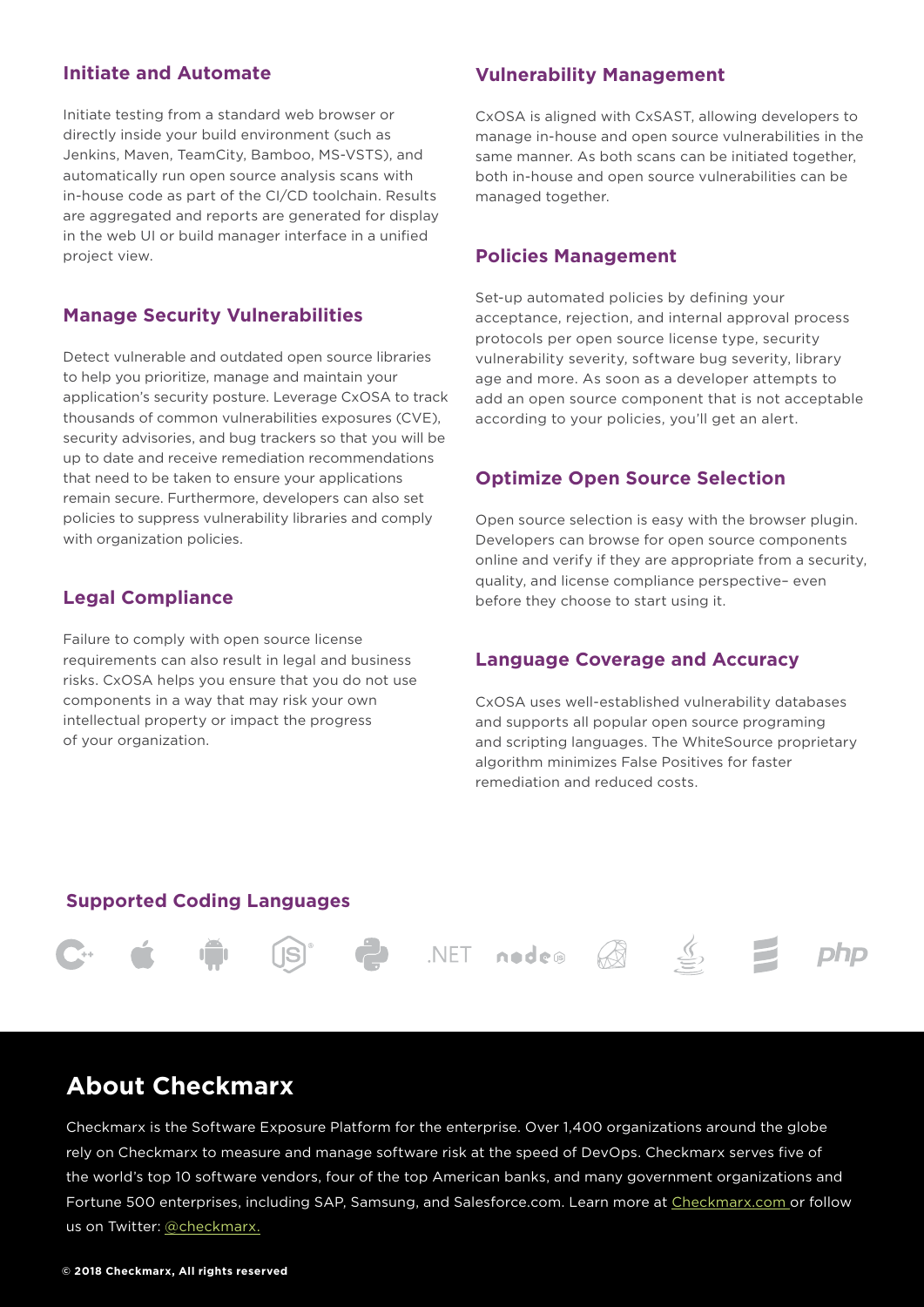## Initiate and Automate

Initiate testing from a standard web browser or directly inside your build environment (such as Jenkins, Maven, TeamCity, Bamboo, MS-VSTS), and automatically run open source analysis scans with in-house code as part of the CI/CD toolchain. Results are aggregated and reports are generated for display in the web UI or build manager interface in a unified project view.

## Manage Security Vulnerabilities

Detect vulnerable and outdated open source libraries to help you prioritize, manage and maintain your application's security posture. Leverage CxOSA to track thousands of common vulnerabilities exposures (CVE), security advisories, and bug trackers so that you will be up to date and receive remediation recommendations that need to be taken to ensure your applications remain secure. Furthermore, developers can also set policies to suppress vulnerability libraries and comply with organization policies.

## Legal Compliance

Failure to comply with open source license requirements can also result in legal and business risks. CxOSA helps you ensure that you do not use components in a way that may risk your own intellectual property or impact the progress of your organization.

## Vulnerability Management

CxOSA is aligned with CxSAST, allowing developers to manage in-house and open source vulnerabilities in the same manner. As both scans can be initiated together, both in-house and open source vulnerabilities can be managed together.

## Policies Management

Set-up automated policies by defining your acceptance, rejection, and internal approval process protocols per open source license type, security vulnerability severity, software bug severity, library age and more. As soon as a developer attempts to add an open source component that is not acceptable according to your policies, you'll get an alert.

## Optimize Open Source Selection

Open source selection is easy with the browser plugin. Developers can browse for open source components online and verify if they are appropriate from a security, quality, and license compliance perspective– even before they choose to start using it.

## Language Coverage and Accuracy

CxOSA uses well-established vulnerability databases and supports all popular open source programing and scripting languages. The WhiteSource proprietary algorithm minimizes False Positives for faster remediation and reduced costs.

## Supported Coding Languages

.NET node php

## About Checkmarx

Checkmarx is the Software Exposure Platform for the enterprise. Over 1,400 organizations around the globe rely on Checkmarx to measure and manage software risk at the speed of DevOps. Checkmarx serves five of the world's top 10 software vendors, four of the top American banks, and many government organizations and Fortune 500 enterprises, including SAP, Samsung, and Salesforce.com. Learn more at Checkmarx.com or follow us on Twitter: @checkmarx.

**© 2018 Checkmarx, All rights reserved**